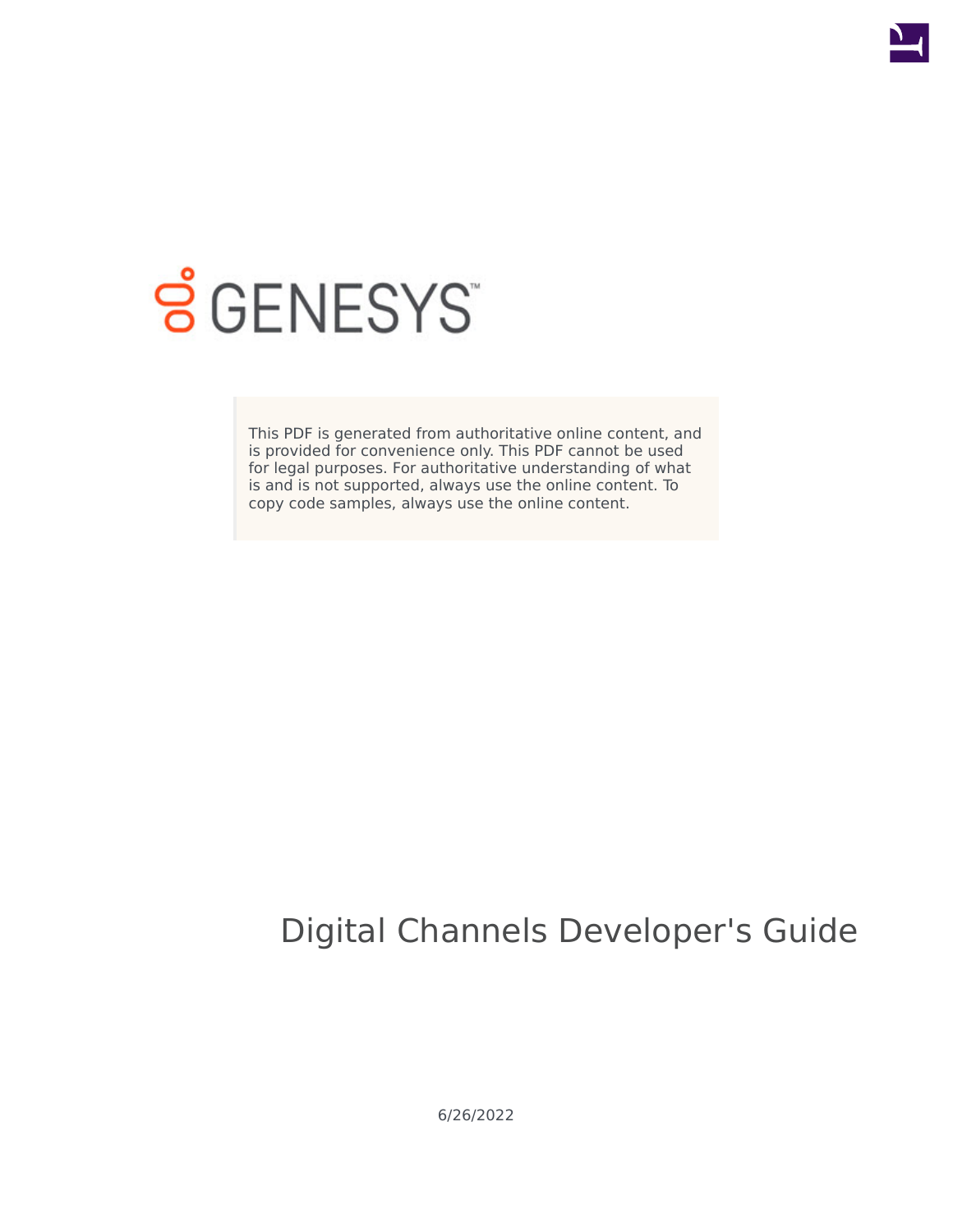GENESYS

This PDF is generated from authoritative online content, and is provided for convenience only. This PDF cannot be used for legal purposes. For authoritative understanding of what is and is not supported, always use the online content. To copy code samples, always use the online content.

# Digital Channels Developer's Guide

6/26/2022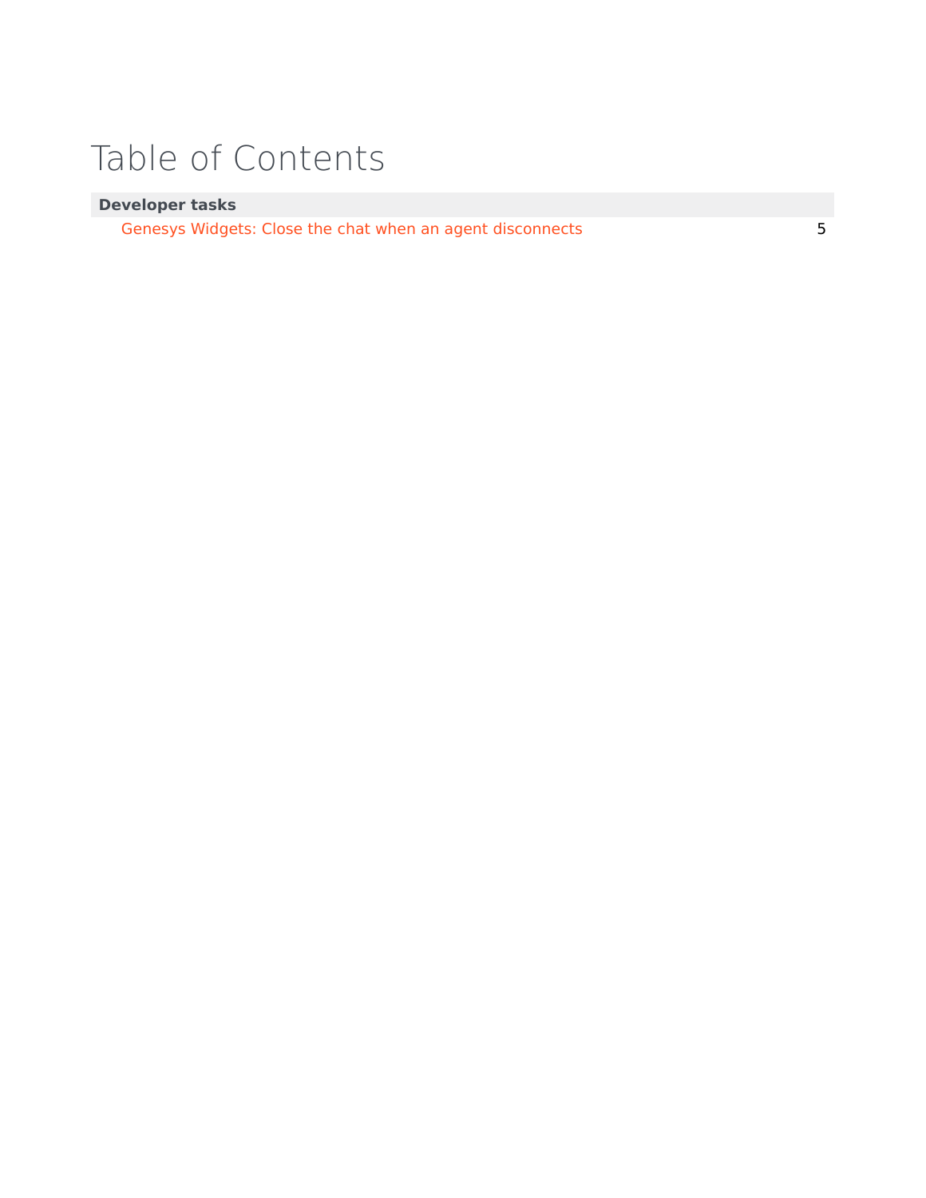# Table of Contents

| Developer tasks | |
|---|---|
| Genesys Widgets: Close the chat when an agent disconnects | 5 |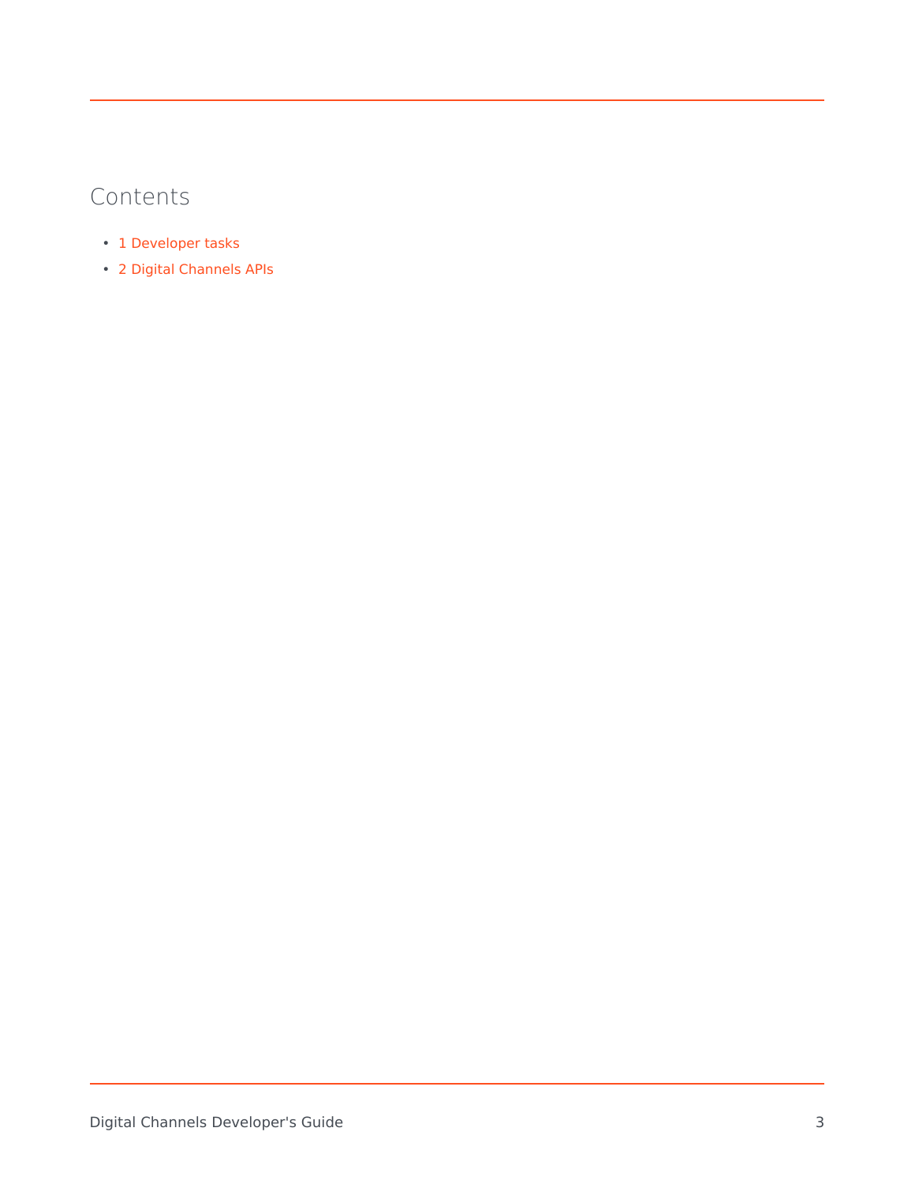## Contents

- 1 Developer tasks
- 2 Digital Channels APIs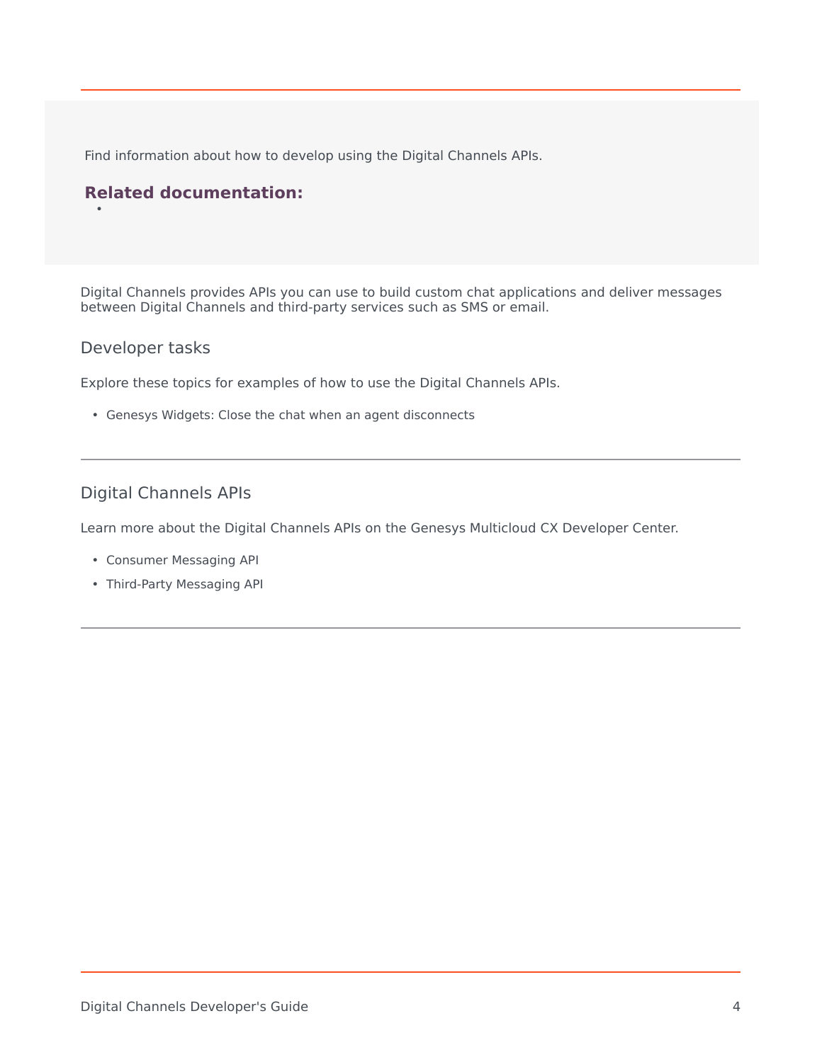Find information about how to develop using the Digital Channels APIs.

**Related documentation:**

- 

Digital Channels provides APIs you can use to build custom chat applications and deliver messages between Digital Channels and third-party services such as SMS or email.

## Developer tasks

Explore these topics for examples of how to use the Digital Channels APIs.

- Genesys Widgets: Close the chat when an agent disconnects

---

## Digital Channels APIs

Learn more about the Digital Channels APIs on the Genesys Multicloud CX Developer Center.

- Consumer Messaging API
- Third-Party Messaging API

---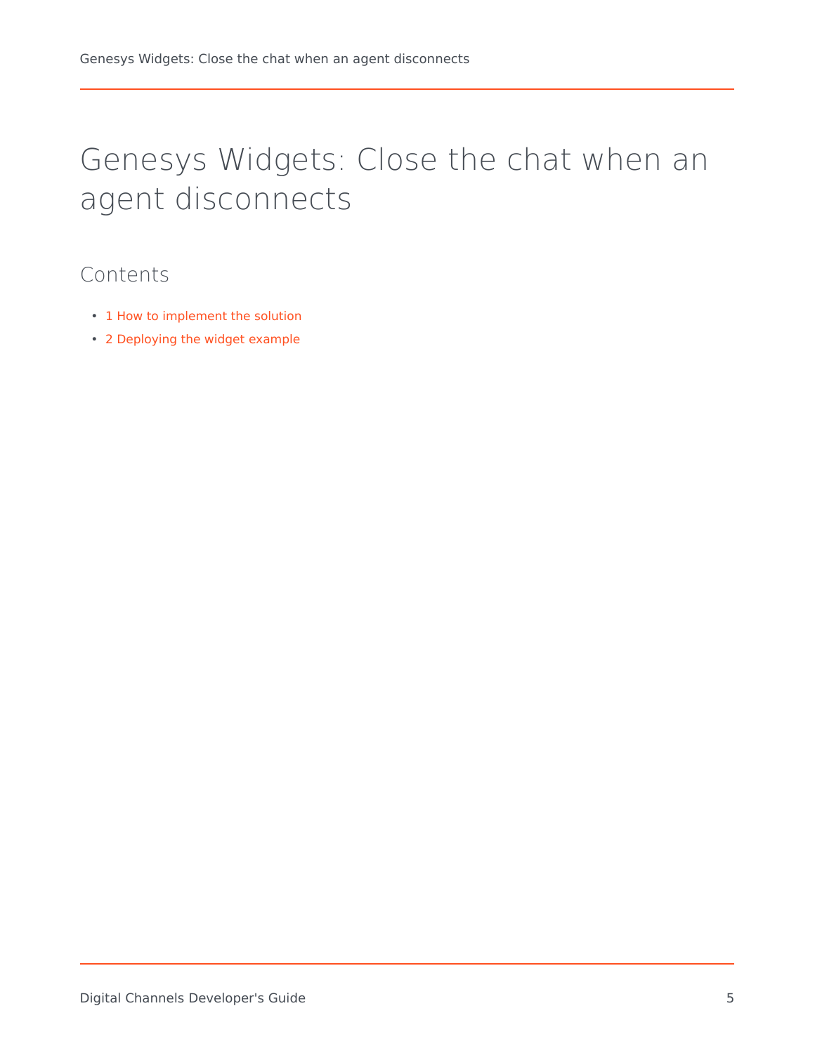# Genesys Widgets: Close the chat when an agent disconnects

## Contents

- 1 How to implement the solution
- 2 Deploying the widget example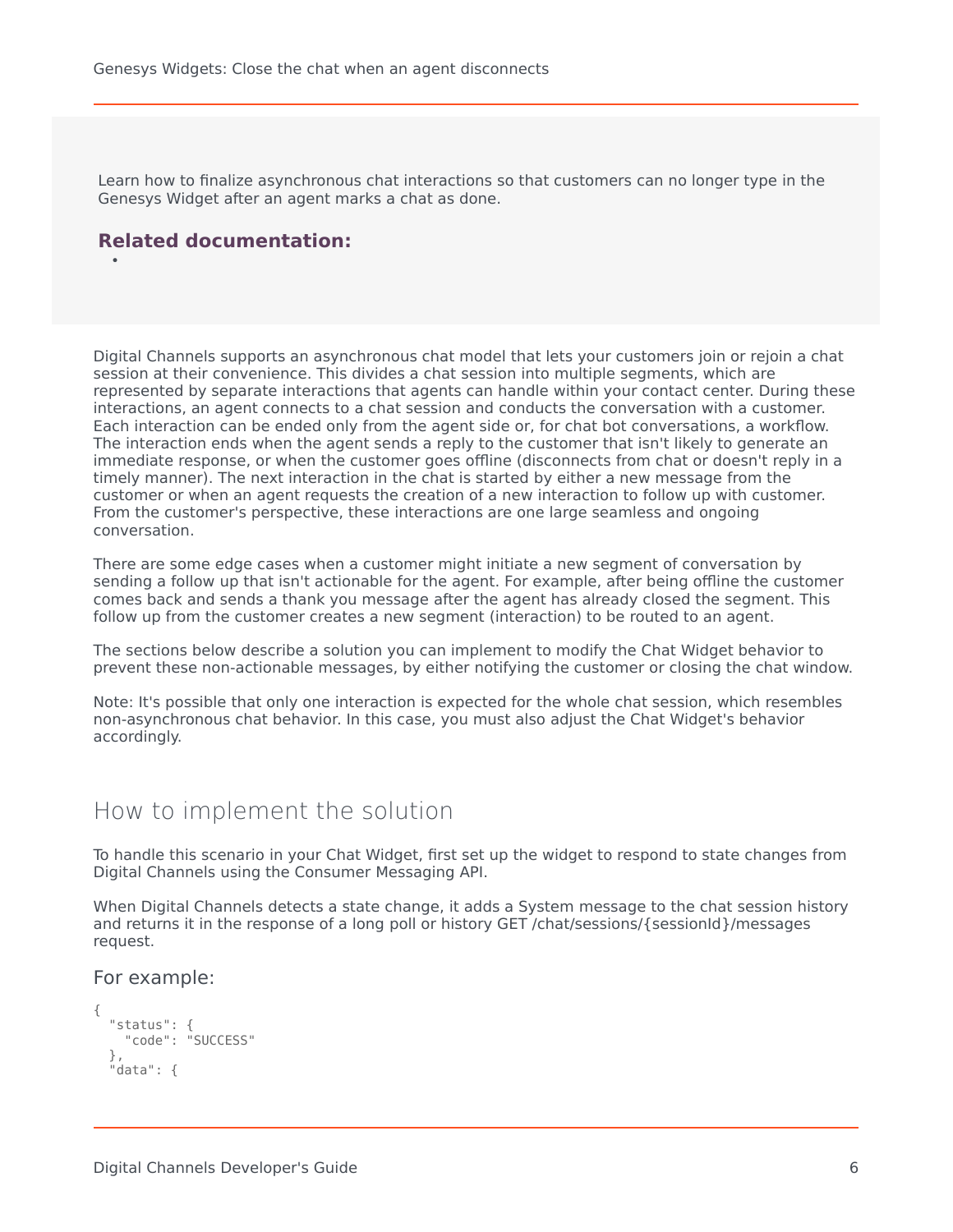Learn how to finalize asynchronous chat interactions so that customers can no longer type in the Genesys Widget after an agent marks a chat as done.

**Related documentation:**

- 

Digital Channels supports an asynchronous chat model that lets your customers join or rejoin a chat session at their convenience. This divides a chat session into multiple segments, which are represented by separate interactions that agents can handle within your contact center. During these interactions, an agent connects to a chat session and conducts the conversation with a customer. Each interaction can be ended only from the agent side or, for chat bot conversations, a workflow. The interaction ends when the agent sends a reply to the customer that isn't likely to generate an immediate response, or when the customer goes offline (disconnects from chat or doesn't reply in a timely manner). The next interaction in the chat is started by either a new message from the customer or when an agent requests the creation of a new interaction to follow up with customer. From the customer's perspective, these interactions are one large seamless and ongoing conversation.

There are some edge cases when a customer might initiate a new segment of conversation by sending a follow up that isn't actionable for the agent. For example, after being offline the customer comes back and sends a thank you message after the agent has already closed the segment. This follow up from the customer creates a new segment (interaction) to be routed to an agent.

The sections below describe a solution you can implement to modify the Chat Widget behavior to prevent these non-actionable messages, by either notifying the customer or closing the chat window.

Note: It's possible that only one interaction is expected for the whole chat session, which resembles non-asynchronous chat behavior. In this case, you must also adjust the Chat Widget's behavior accordingly.

## How to implement the solution

To handle this scenario in your Chat Widget, first set up the widget to respond to state changes from Digital Channels using the Consumer Messaging API.

When Digital Channels detects a state change, it adds a System message to the chat session history and returns it in the response of a long poll or history GET /chat/sessions/{sessionId}/messages request.

### For example:

```
{
  "status": {
    "code": "SUCCESS"
  },
  "data": {
```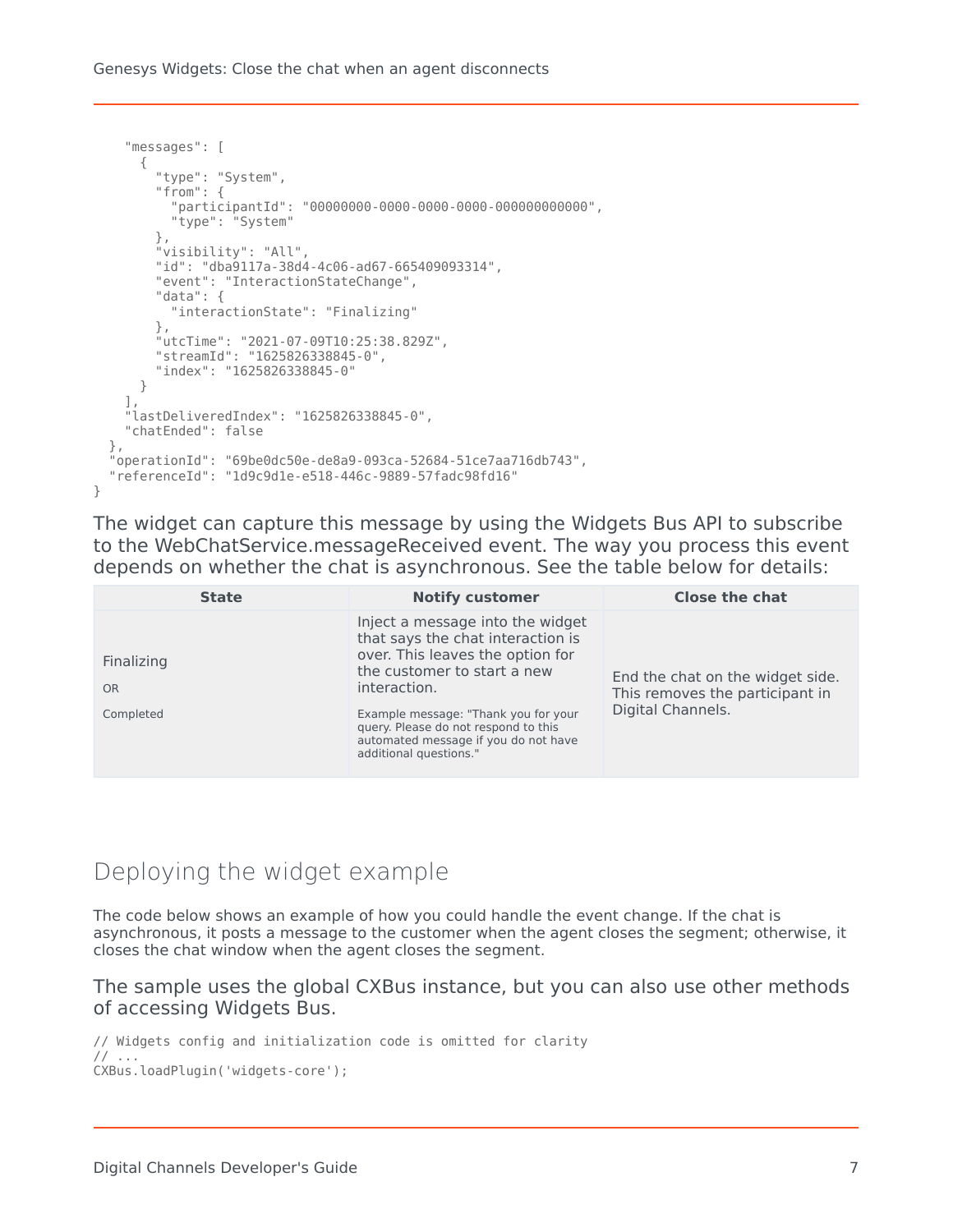```
    "messages": [
      {
        "type": "System",
        "from": {
          "participantId": "00000000-0000-0000-0000-000000000000",
          "type": "System"
        },
        "visibility": "All",
        "id": "dba9117a-38d4-4c06-ad67-665409093314",
        "event": "InteractionStateChange",
        "data": {
          "interactionState": "Finalizing"
        },
        "utcTime": "2021-07-09T10:25:38.829Z",
        "streamId": "1625826338845-0",
        "index": "1625826338845-0"
      }
    ],
    "lastDeliveredIndex": "1625826338845-0",
    "chatEnded": false
  },
  "operationId": "69be0dc50e-de8a9-093ca-52684-51ce7aa716db743",
  "referenceId": "1d9c9d1e-e518-446c-9889-57fadc98fd16"
}
```

The widget can capture this message by using the Widgets Bus API to subscribe to the WebChatService.messageReceived event. The way you process this event depends on whether the chat is asynchronous. See the table below for details:

| State | Notify customer | Close the chat |
| --- | --- | --- |
| Finalizing<br><br>OR<br><br>Completed | Inject a message into the widget that says the chat interaction is over. This leaves the option for the customer to start a new interaction.<br><br>Example message: "Thank you for your query. Please do not respond to this automated message if you do not have additional questions." | End the chat on the widget side. This removes the participant in Digital Channels. |

## Deploying the widget example

The code below shows an example of how you could handle the event change. If the chat is asynchronous, it posts a message to the customer when the agent closes the segment; otherwise, it closes the chat window when the agent closes the segment.

The sample uses the global CXBus instance, but you can also use other methods of accessing Widgets Bus.

```
// Widgets config and initialization code is omitted for clarity
// ...
CXBus.loadPlugin('widgets-core');
```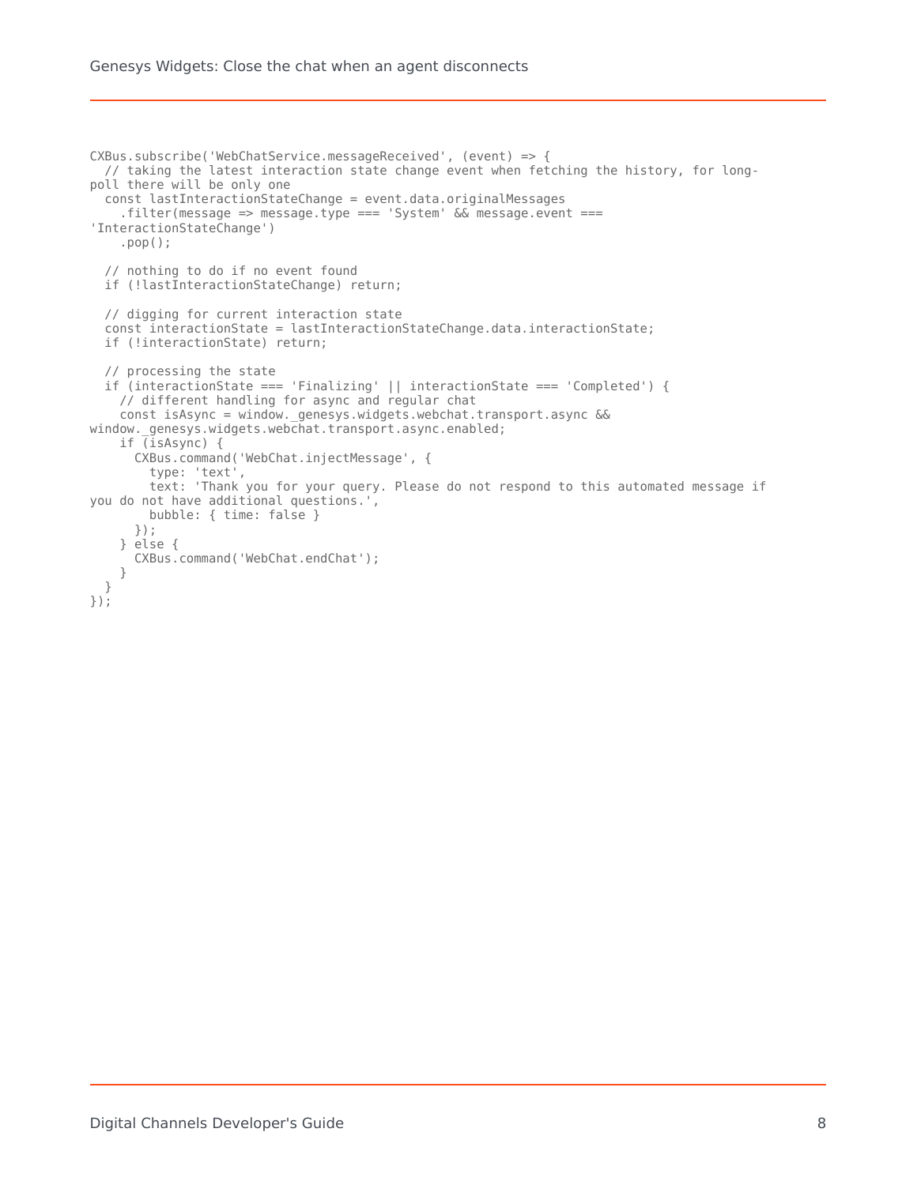```
CXBus.subscribe('WebChatService.messageReceived', (event) => {
  // taking the latest interaction state change event when fetching the history, for long-poll there will be only one
  const lastInteractionStateChange = event.data.originalMessages
    .filter(message => message.type === 'System' && message.event === 'InteractionStateChange')
    .pop();

  // nothing to do if no event found
  if (!lastInteractionStateChange) return;

  // digging for current interaction state
  const interactionState = lastInteractionStateChange.data.interactionState;
  if (!interactionState) return;

  // processing the state
  if (interactionState === 'Finalizing' || interactionState === 'Completed') {
    // different handling for async and regular chat
    const isAsync = window._genesys.widgets.webchat.transport.async && window._genesys.widgets.webchat.transport.async.enabled;
    if (isAsync) {
      CXBus.command('WebChat.injectMessage', {
        type: 'text',
        text: 'Thank you for your query. Please do not respond to this automated message if you do not have additional questions.',
        bubble: { time: false }
      });
    } else {
      CXBus.command('WebChat.endChat');
    }
  }
});
```